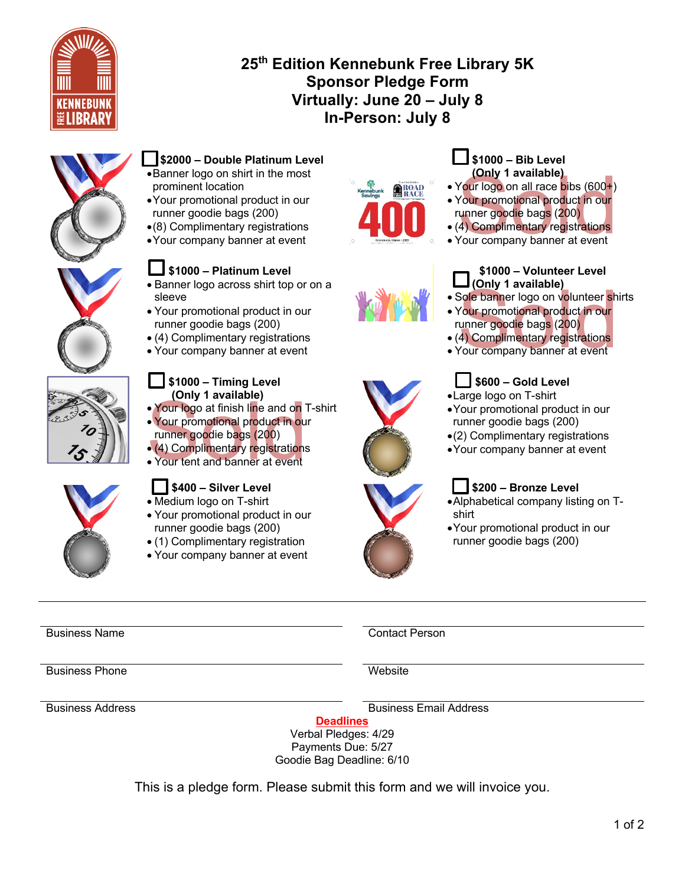# 25th Edition Kennebunk Free Library 5K
# Sponsor Pledge Form
# Virtually: June 20 – July 8
# In-Person: July 8

☐ **$2000 – Double Platinum Level**
- Banner logo on shirt in the most prominent location
- Your promotional product in our runner goodie bags (200)
- (8) Complimentary registrations
- Your company banner at event

☐ **$1000 – Bib Level**
**(Only 1 available)**
- Your logo on all race bibs (600+)
- Your promotional product in our runner goodie bags (200)
- (4) Complimentary registrations
- Your company banner at event

Sold

☐ **$1000 – Platinum Level**
- Banner logo across shirt top or on a sleeve
- Your promotional product in our runner goodie bags (200)
- (4) Complimentary registrations
- Your company banner at event

☐ **$1000 – Volunteer Level**
**(Only 1 available)**
- Sole banner logo on volunteer shirts
- Your promotional product in our runner goodie bags (200)
- (4) Complimentary registrations
- Your company banner at event

Sold

☐ **$1000 – Timing Level**
**(Only 1 available)**
- Your logo at finish line and on T-shirt
- Your promotional product in our runner goodie bags (200)
- (4) Complimentary registrations
- Your tent and banner at event

Sold

☐ **$600 – Gold Level**
- Large logo on T-shirt
- Your promotional product in our runner goodie bags (200)
- (2) Complimentary registrations
- Your company banner at event

☐ **$400 – Silver Level**
- Medium logo on T-shirt
- Your promotional product in our runner goodie bags (200)
- (1) Complimentary registration
- Your company banner at event

☐ **$200 – Bronze Level**
- Alphabetical company listing on T-shirt
- Your promotional product in our runner goodie bags (200)

---

| | |
|---|---|
| Business Name | Contact Person |
| Business Phone | Website |
| Business Address | Business Email Address |

**Deadlines**

Verbal Pledges: 4/29
Payments Due: 5/27
Goodie Bag Deadline: 6/10

This is a pledge form. Please submit this form and we will invoice you.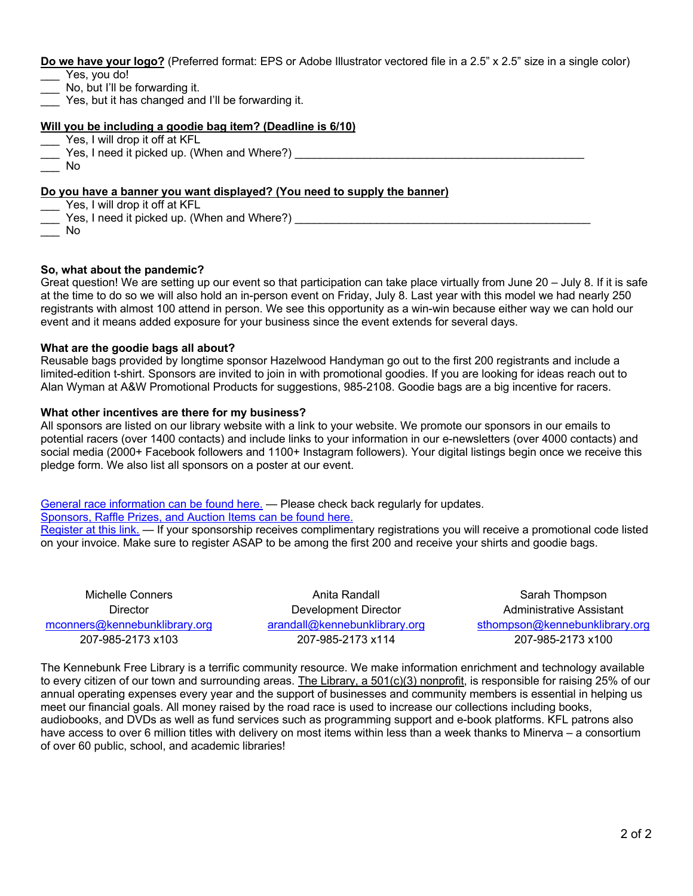**Do we have your logo?** (Preferred format: EPS or Adobe Illustrator vectored file in a 2.5" x 2.5" size in a single color)

___ Yes, you do!
___ No, but I'll be forwarding it.
___ Yes, but it has changed and I'll be forwarding it.

**Will you be including a goodie bag item? (Deadline is 6/10)**

___ Yes, I will drop it off at KFL
___ Yes, I need it picked up. (When and Where?) ________________________________________________
___ No

**Do you have a banner you want displayed? (You need to supply the banner)**

___ Yes, I will drop it off at KFL
___ Yes, I need it picked up. (When and Where?) ________________________________________________
___ No

**So, what about the pandemic?**

Great question! We are setting up our event so that participation can take place virtually from June 20 – July 8. If it is safe at the time to do so we will also hold an in-person event on Friday, July 8. Last year with this model we had nearly 250 registrants with almost 100 attend in person. We see this opportunity as a win-win because either way we can hold our event and it means added exposure for your business since the event extends for several days.

**What are the goodie bags all about?**

Reusable bags provided by longtime sponsor Hazelwood Handyman go out to the first 200 registrants and include a limited-edition t-shirt. Sponsors are invited to join in with promotional goodies. If you are looking for ideas reach out to Alan Wyman at A&W Promotional Products for suggestions, 985-2108. Goodie bags are a big incentive for racers.

**What other incentives are there for my business?**

All sponsors are listed on our library website with a link to your website. We promote our sponsors in our emails to potential racers (over 1400 contacts) and include links to your information in our e-newsletters (over 4000 contacts) and social media (2000+ Facebook followers and 1100+ Instagram followers). Your digital listings begin once we receive this pledge form. We also list all sponsors on a poster at our event.

General race information can be found here. — Please check back regularly for updates.
Sponsors, Raffle Prizes, and Auction Items can be found here.
Register at this link. — If your sponsorship receives complimentary registrations you will receive a promotional code listed on your invoice. Make sure to register ASAP to be among the first 200 and receive your shirts and goodie bags.

Michelle Conners
Director
mconners@kennebunklibrary.org
207-985-2173 x103

Anita Randall
Development Director
arandall@kennebunklibrary.org
207-985-2173 x114

Sarah Thompson
Administrative Assistant
sthompson@kennebunklibrary.org
207-985-2173 x100

The Kennebunk Free Library is a terrific community resource. We make information enrichment and technology available to every citizen of our town and surrounding areas. The Library, a 501(c)(3) nonprofit, is responsible for raising 25% of our annual operating expenses every year and the support of businesses and community members is essential in helping us meet our financial goals. All money raised by the road race is used to increase our collections including books, audiobooks, and DVDs as well as fund services such as programming support and e-book platforms. KFL patrons also have access to over 6 million titles with delivery on most items within less than a week thanks to Minerva – a consortium of over 60 public, school, and academic libraries!